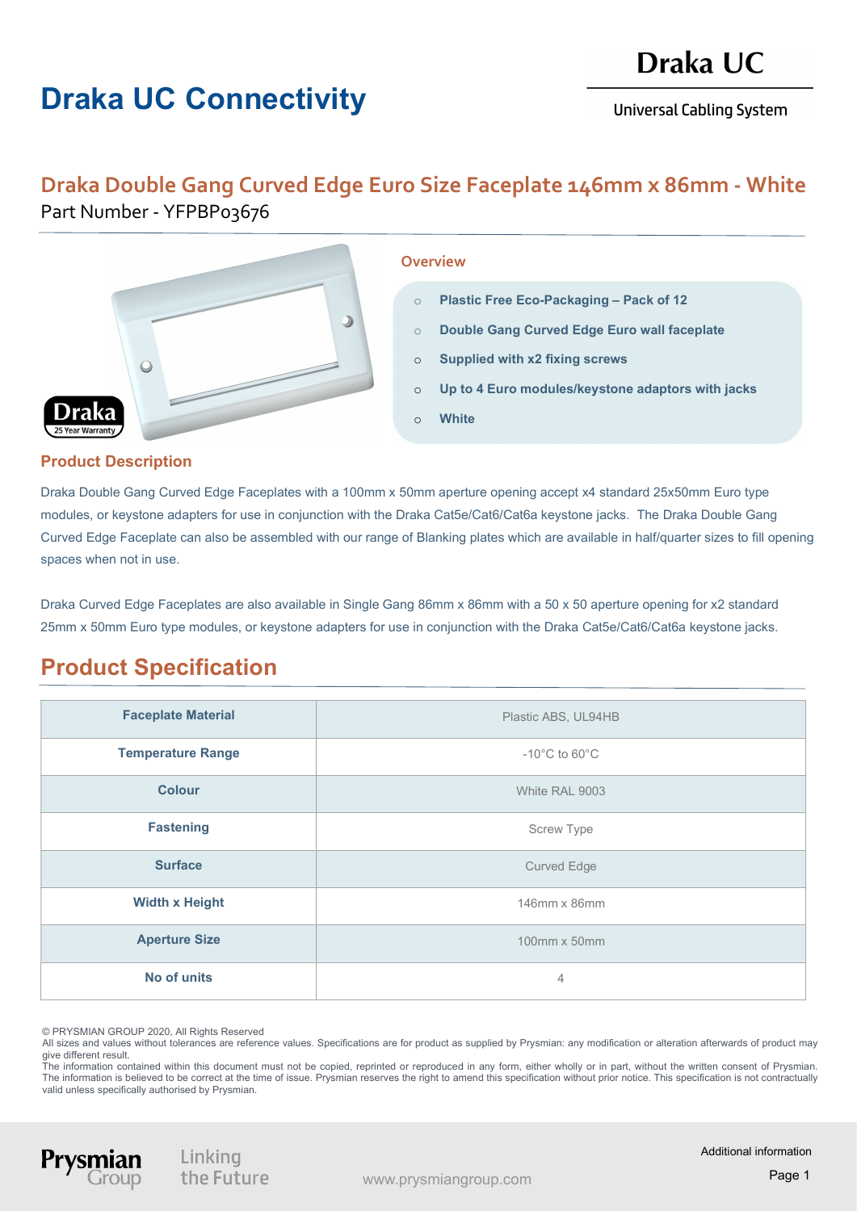# Draka UC Connectivity

Draka UC

Universal Cabling System

## Draka Double Gang Curved Edge Euro Size Faceplate 146mm x 86mm - White

Part Number - YFPBP03676

### Overview

- **Plastic Free Eco-Packaging – Pack of 12**
- **Double Gang Curved Edge Euro wall faceplate**
- **Supplied with x2 fixing screws**
- **Up to 4 Euro modules/keystone adaptors with jacks**
- **White**

### Product Description

Draka Double Gang Curved Edge Faceplates with a 100mm x 50mm aperture opening accept x4 standard 25x50mm Euro type modules, or keystone adapters for use in conjunction with the Draka Cat5e/Cat6/Cat6a keystone jacks. The Draka Double Gang Curved Edge Faceplate can also be assembled with our range of Blanking plates which are available in half/quarter sizes to fill opening spaces when not in use.

Draka Curved Edge Faceplates are also available in Single Gang 86mm x 86mm with a 50 x 50 aperture opening for x2 standard 25mm x 50mm Euro type modules, or keystone adapters for use in conjunction with the Draka Cat5e/Cat6/Cat6a keystone jacks.

## Product Specification

| | |
|---|---|
| **Faceplate Material** | Plastic ABS, UL94HB |
| **Temperature Range** | -10°C to 60°C |
| **Colour** | White RAL 9003 |
| **Fastening** | Screw Type |
| **Surface** | Curved Edge |
| **Width x Height** | 146mm x 86mm |
| **Aperture Size** | 100mm x 50mm |
| **No of units** | 4 |

© PRYSMIAN GROUP 2020, All Rights Reserved
All sizes and values without tolerances are reference values. Specifications are for product as supplied by Prysmian: any modification or alteration afterwards of product may give different result.
The information contained within this document must not be copied, reprinted or reproduced in any form, either wholly or in part, without the written consent of Prysmian. The information is believed to be correct at the time of issue. Prysmian reserves the right to amend this specification without prior notice. This specification is not contractually valid unless specifically authorised by Prysmian.

Prysmian Group — Linking the Future — www.prysmiangroup.com — Additional information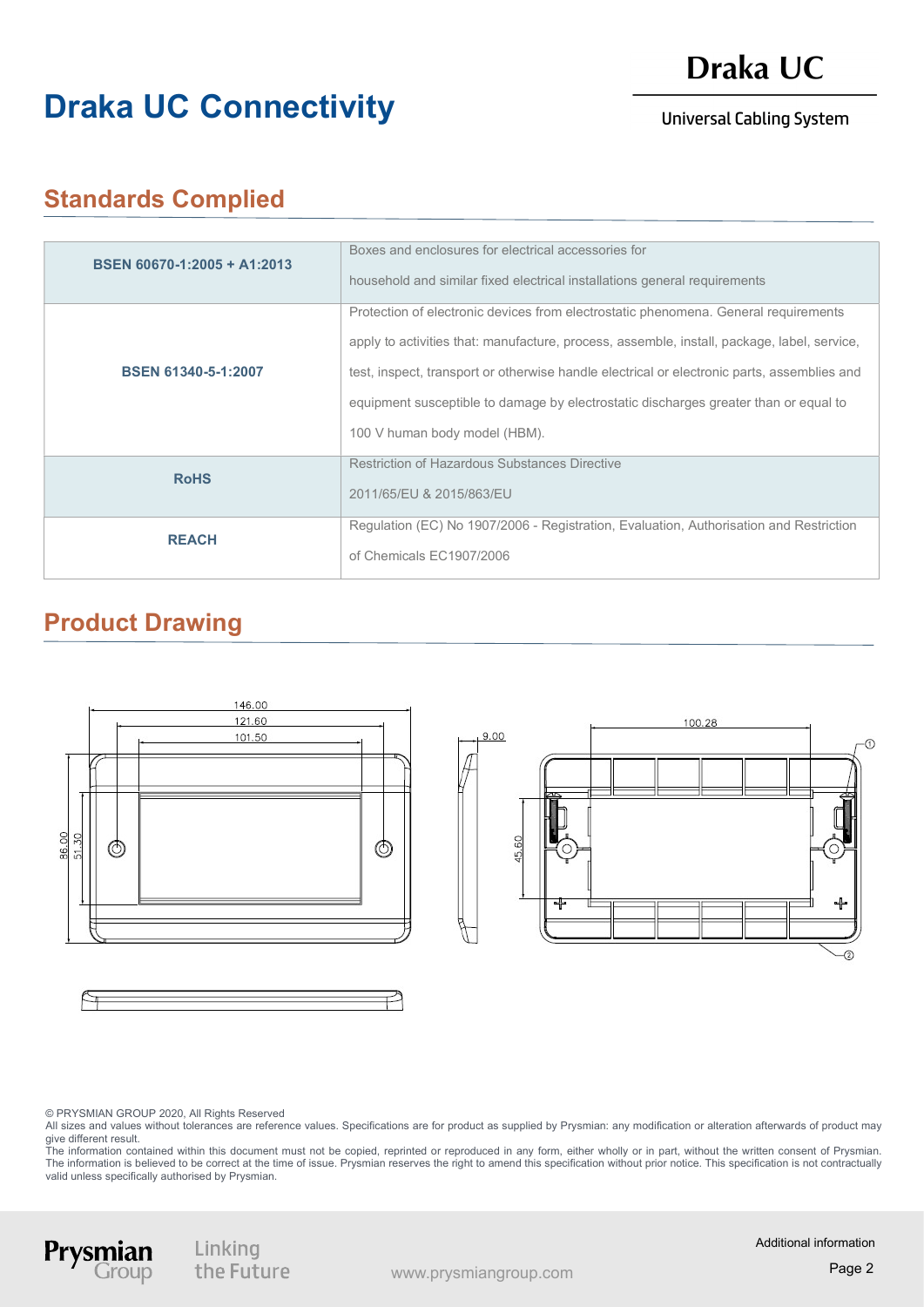# Draka UC Connectivity

Draka UC

Universal Cabling System

## Standards Complied

| | |
|---|---|
| **BSEN 60670-1:2005 + A1:2013** | Boxes and enclosures for electrical accessories for household and similar fixed electrical installations general requirements |
| **BSEN 61340-5-1:2007** | Protection of electronic devices from electrostatic phenomena. General requirements apply to activities that: manufacture, process, assemble, install, package, label, service, test, inspect, transport or otherwise handle electrical or electronic parts, assemblies and equipment susceptible to damage by electrostatic discharges greater than or equal to 100 V human body model (HBM). |
| **RoHS** | Restriction of Hazardous Substances Directive 2011/65/EU & 2015/863/EU |
| **REACH** | Regulation (EC) No 1907/2006 - Registration, Evaluation, Authorisation and Restriction of Chemicals EC1907/2006 |

## Product Drawing

146.00
121.60
101.50
86.00
51.30
9.00
100.28
45.60
①
②

© PRYSMIAN GROUP 2020, All Rights Reserved
All sizes and values without tolerances are reference values. Specifications are for product as supplied by Prysmian: any modification or alteration afterwards of product may give different result.
The information contained within this document must not be copied, reprinted or reproduced in any form, either wholly or in part, without the written consent of Prysmian. The information is believed to be correct at the time of issue. Prysmian reserves the right to amend this specification without prior notice. This specification is not contractually valid unless specifically authorised by Prysmian.

Prysmian Group Linking the Future www.prysmiangroup.com

Additional information